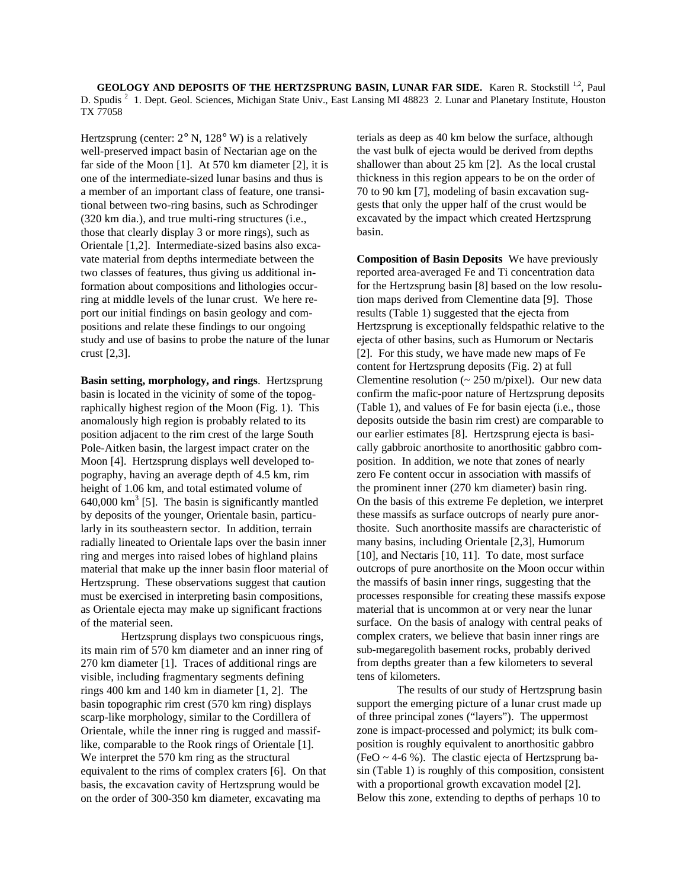# GEOLOGY AND DEPOSITS OF THE HERTZSPRUNG BASIN, LUNAR FAR SIDE.

Karen R. Stockstill [1,2], Paul D. Spudis [2] 1. Dept. Geol. Sciences, Michigan State Univ., East Lansing MI 48823 2. Lunar and Planetary Institute, Houston TX 77058

Hertzsprung (center: 2° N, 128° W) is a relatively well-preserved impact basin of Nectarian age on the far side of the Moon [1]. At 570 km diameter [2], it is one of the intermediate-sized lunar basins and thus is a member of an important class of feature, one transitional between two-ring basins, such as Schrodinger (320 km dia.), and true multi-ring structures (i.e., those that clearly display 3 or more rings), such as Orientale [1,2]. Intermediate-sized basins also excavate material from depths intermediate between the two classes of features, thus giving us additional information about compositions and lithologies occurring at middle levels of the lunar crust. We here report our initial findings on basin geology and compositions and relate these findings to our ongoing study and use of basins to probe the nature of the lunar crust [2,3].

**Basin setting, morphology, and rings**. Hertzsprung basin is located in the vicinity of some of the topographically highest region of the Moon (Fig. 1). This anomalously high region is probably related to its position adjacent to the rim crest of the large South Pole-Aitken basin, the largest impact crater on the Moon [4]. Hertzsprung displays well developed topography, having an average depth of 4.5 km, rim height of 1.06 km, and total estimated volume of 640,000 km$^3$ [5]. The basin is significantly mantled by deposits of the younger, Orientale basin, particularly in its southeastern sector. In addition, terrain radially lineated to Orientale laps over the basin inner ring and merges into raised lobes of highland plains material that make up the inner basin floor material of Hertzsprung. These observations suggest that caution must be exercised in interpreting basin compositions, as Orientale ejecta may make up significant fractions of the material seen.

Hertzsprung displays two conspicuous rings, its main rim of 570 km diameter and an inner ring of 270 km diameter [1]. Traces of additional rings are visible, including fragmentary segments defining rings 400 km and 140 km in diameter [1, 2]. The basin topographic rim crest (570 km ring) displays scarp-like morphology, similar to the Cordillera of Orientale, while the inner ring is rugged and massif-like, comparable to the Rook rings of Orientale [1]. We interpret the 570 km ring as the structural equivalent to the rims of complex craters [6]. On that basis, the excavation cavity of Hertzsprung would be on the order of 300-350 km diameter, excavating materials as deep as 40 km below the surface, although the vast bulk of ejecta would be derived from depths shallower than about 25 km [2]. As the local crustal thickness in this region appears to be on the order of 70 to 90 km [7], modeling of basin excavation suggests that only the upper half of the crust would be excavated by the impact which created Hertzsprung basin.

**Composition of Basin Deposits** We have previously reported area-averaged Fe and Ti concentration data for the Hertzsprung basin [8] based on the low resolution maps derived from Clementine data [9]. Those results (Table 1) suggested that the ejecta from Hertzsprung is exceptionally feldspathic relative to the ejecta of other basins, such as Humorum or Nectaris [2]. For this study, we have made new maps of Fe content for Hertzsprung deposits (Fig. 2) at full Clementine resolution (~ 250 m/pixel). Our new data confirm the mafic-poor nature of Hertzsprung deposits (Table 1), and values of Fe for basin ejecta (i.e., those deposits outside the basin rim crest) are comparable to our earlier estimates [8]. Hertzsprung ejecta is basically gabbroic anorthosite to anorthositic gabbro composition. In addition, we note that zones of nearly zero Fe content occur in association with massifs of the prominent inner (270 km diameter) basin ring. On the basis of this extreme Fe depletion, we interpret these massifs as surface outcrops of nearly pure anorthosite. Such anorthosite massifs are characteristic of many basins, including Orientale [2,3], Humorum [10], and Nectaris [10, 11]. To date, most surface outcrops of pure anorthosite on the Moon occur within the massifs of basin inner rings, suggesting that the processes responsible for creating these massifs expose material that is uncommon at or very near the lunar surface. On the basis of analogy with central peaks of complex craters, we believe that basin inner rings are sub-megaregolith basement rocks, probably derived from depths greater than a few kilometers to several tens of kilometers.

The results of our study of Hertzsprung basin support the emerging picture of a lunar crust made up of three principal zones ("layers"). The uppermost zone is impact-processed and polymict; its bulk composition is roughly equivalent to anorthositic gabbro (FeO ~ 4-6 %). The clastic ejecta of Hertzsprung basin (Table 1) is roughly of this composition, consistent with a proportional growth excavation model [2]. Below this zone, extending to depths of perhaps 10 to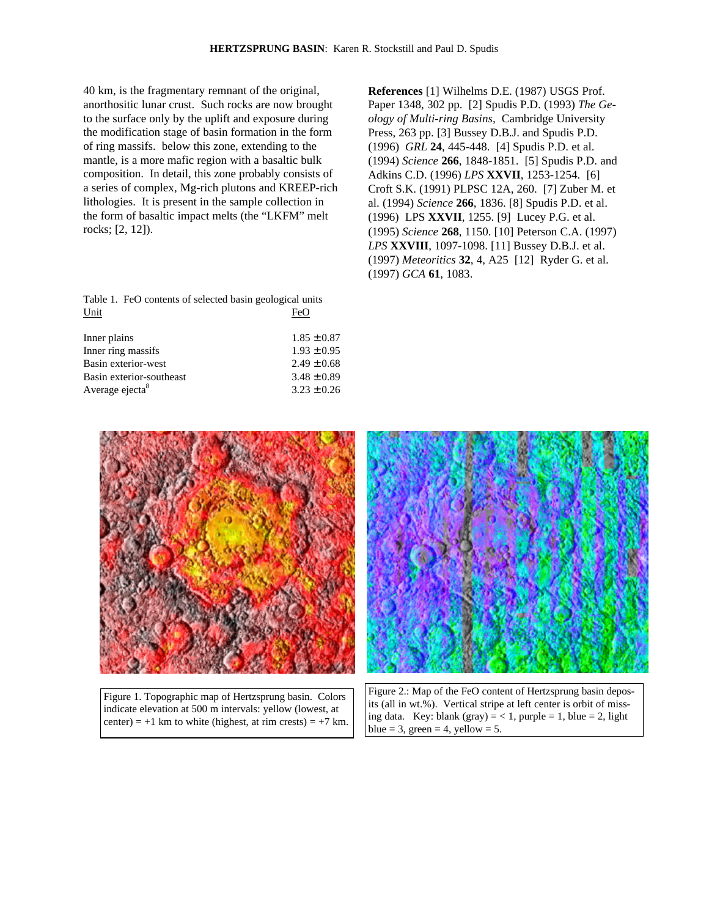40 km, is the fragmentary remnant of the original, anorthositic lunar crust. Such rocks are now brought to the surface only by the uplift and exposure during the modification stage of basin formation in the form of ring massifs. below this zone, extending to the mantle, is a more mafic region with a basaltic bulk composition. In detail, this zone probably consists of a series of complex, Mg-rich plutons and KREEP-rich lithologies. It is present in the sample collection in the form of basaltic impact melts (the "LKFM" melt rocks; [2, 12]).

Table 1. FeO contents of selected basin geological units

| Unit | FeO |
|---|---|
| Inner plains | 1.85 ± 0.87 |
| Inner ring massifs | 1.93 ± 0.95 |
| Basin exterior-west | 2.49 ± 0.68 |
| Basin exterior-southeast | 3.48 ± 0.89 |
| Average ejecta[8] | 3.23 ± 0.26 |

**References** [1] Wilhelms D.E. (1987) USGS Prof. Paper 1348, 302 pp. [2] Spudis P.D. (1993) *The Geology of Multi-ring Basins*, Cambridge University Press, 263 pp. [3] Bussey D.B.J. and Spudis P.D. (1996) *GRL* **24**, 445-448. [4] Spudis P.D. et al. (1994) *Science* **266**, 1848-1851. [5] Spudis P.D. and Adkins C.D. (1996) *LPS* **XXVII**, 1253-1254. [6] Croft S.K. (1991) PLPSC 12A, 260. [7] Zuber M. et al. (1994) *Science* **266**, 1836. [8] Spudis P.D. et al. (1996) LPS **XXVII**, 1255. [9] Lucey P.G. et al. (1995) *Science* **268**, 1150. [10] Peterson C.A. (1997) *LPS* **XXVIII**, 1097-1098. [11] Bussey D.B.J. et al. (1997) *Meteoritics* **32**, 4, A25 [12] Ryder G. et al. (1997) *GCA* **61**, 1083.

Figure 1. Topographic map of Hertzsprung basin. Colors indicate elevation at 500 m intervals: yellow (lowest, at center) = +1 km to white (highest, at rim crests) = +7 km.

Figure 2.: Map of the FeO content of Hertzsprung basin deposits (all in wt.%). Vertical stripe at left center is orbit of missing data. Key: blank (gray) = < 1, purple = 1, blue = 2, light blue = 3, green = 4, yellow = 5.